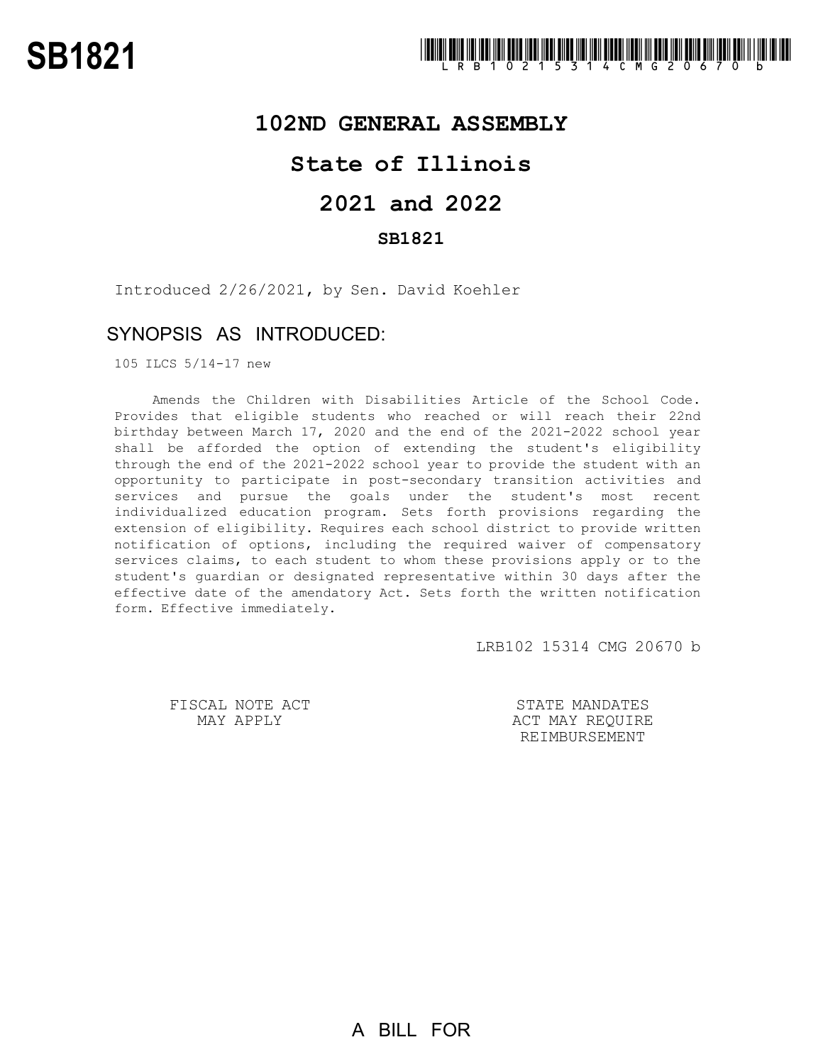# SB1821

LRB102 15314 CMG 20670 b

## 102ND GENERAL ASSEMBLY

## State of Illinois

## 2021 and 2022

### SB1821

Introduced 2/26/2021, by Sen. David Koehler

## SYNOPSIS AS INTRODUCED:

105 ILCS 5/14-17 new

Amends the Children with Disabilities Article of the School Code. Provides that eligible students who reached or will reach their 22nd birthday between March 17, 2020 and the end of the 2021-2022 school year shall be afforded the option of extending the student's eligibility through the end of the 2021-2022 school year to provide the student with an opportunity to participate in post-secondary transition activities and services and pursue the goals under the student's most recent individualized education program. Sets forth provisions regarding the extension of eligibility. Requires each school district to provide written notification of options, including the required waiver of compensatory services claims, to each student to whom these provisions apply or to the student's guardian or designated representative within 30 days after the effective date of the amendatory Act. Sets forth the written notification form. Effective immediately.

LRB102 15314 CMG 20670 b

FISCAL NOTE ACT MAY APPLY

STATE MANDATES ACT MAY REQUIRE REIMBURSEMENT

A BILL FOR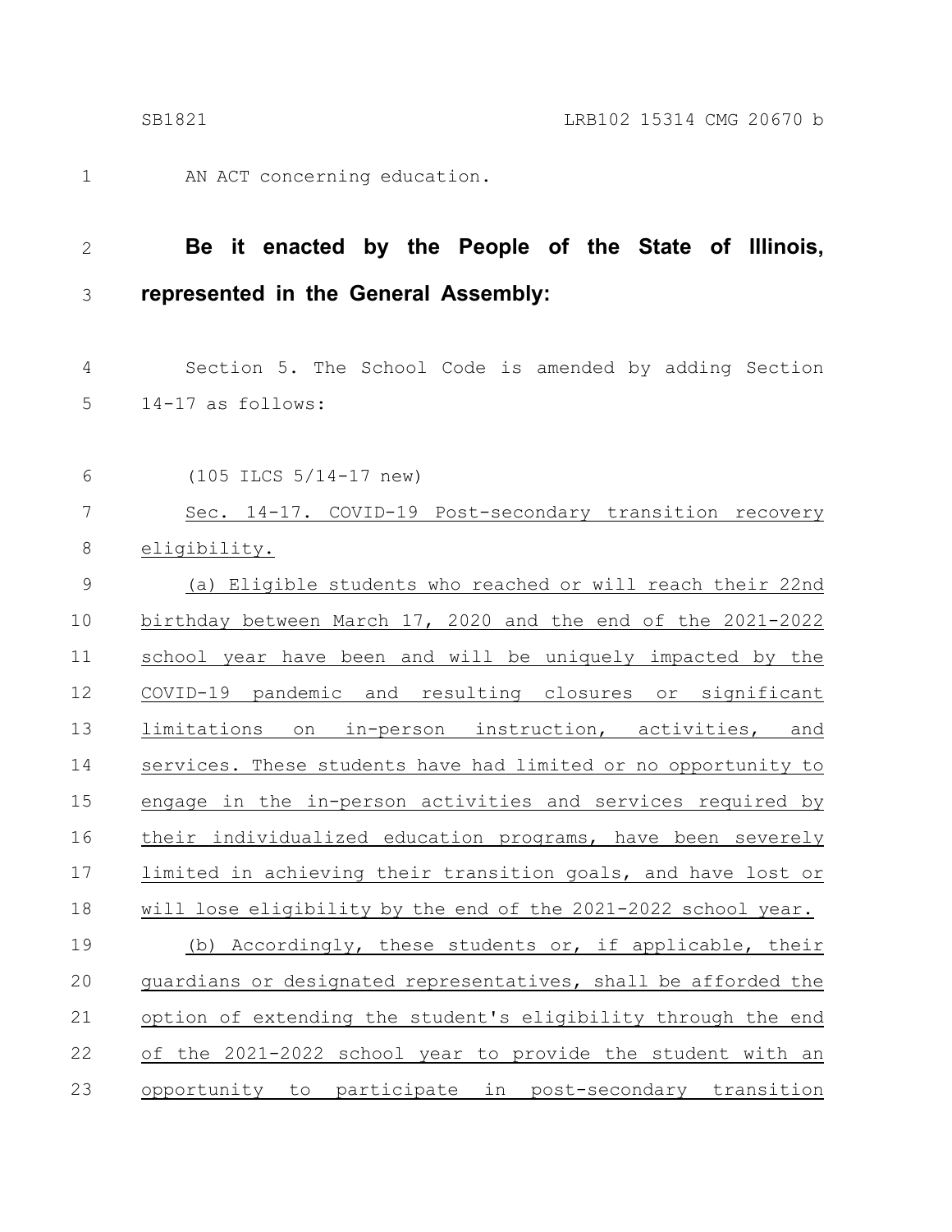AN ACT concerning education.

**Be it enacted by the People of the State of Illinois, represented in the General Assembly:**

Section 5. The School Code is amended by adding Section 14-17 as follows:

(105 ILCS 5/14-17 new)

Sec. 14-17. COVID-19 Post-secondary transition recovery eligibility.

(a) Eligible students who reached or will reach their 22nd birthday between March 17, 2020 and the end of the 2021-2022 school year have been and will be uniquely impacted by the COVID-19 pandemic and resulting closures or significant limitations on in-person instruction, activities, and services. These students have had limited or no opportunity to engage in the in-person activities and services required by their individualized education programs, have been severely limited in achieving their transition goals, and have lost or will lose eligibility by the end of the 2021-2022 school year.

(b) Accordingly, these students or, if applicable, their guardians or designated representatives, shall be afforded the option of extending the student's eligibility through the end of the 2021-2022 school year to provide the student with an opportunity to participate in post-secondary transition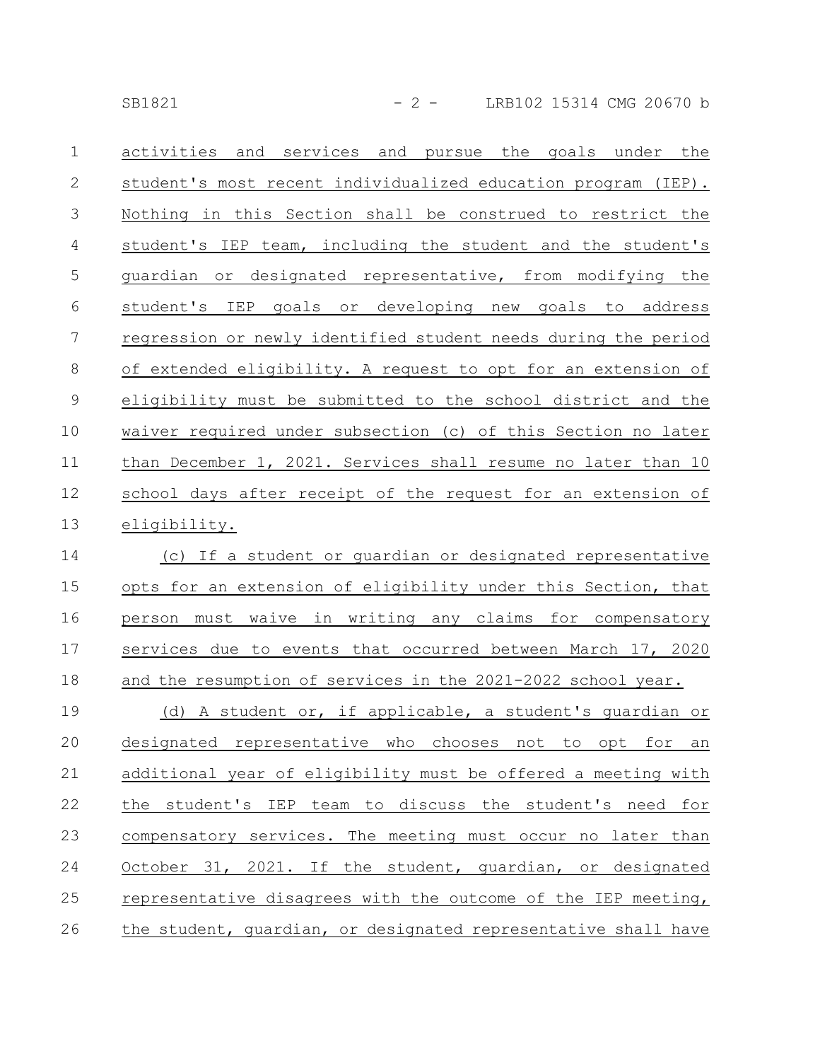activities and services and pursue the goals under the student's most recent individualized education program (IEP). Nothing in this Section shall be construed to restrict the student's IEP team, including the student and the student's guardian or designated representative, from modifying the student's IEP goals or developing new goals to address regression or newly identified student needs during the period of extended eligibility. A request to opt for an extension of eligibility must be submitted to the school district and the waiver required under subsection (c) of this Section no later than December 1, 2021. Services shall resume no later than 10 school days after receipt of the request for an extension of eligibility.

(c) If a student or guardian or designated representative opts for an extension of eligibility under this Section, that person must waive in writing any claims for compensatory services due to events that occurred between March 17, 2020 and the resumption of services in the 2021-2022 school year.

(d) A student or, if applicable, a student's guardian or designated representative who chooses not to opt for an additional year of eligibility must be offered a meeting with the student's IEP team to discuss the student's need for compensatory services. The meeting must occur no later than October 31, 2021. If the student, guardian, or designated representative disagrees with the outcome of the IEP meeting, the student, guardian, or designated representative shall have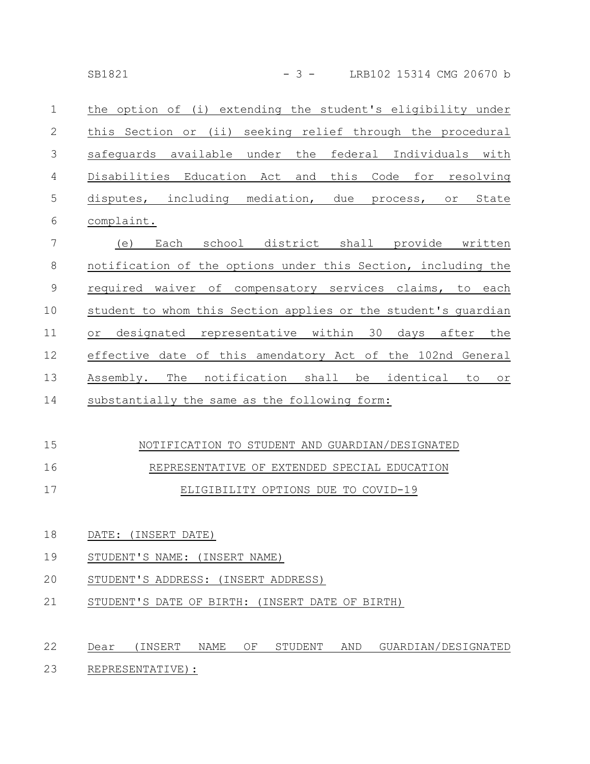the option of (i) extending the student's eligibility under this Section or (ii) seeking relief through the procedural safeguards available under the federal Individuals with Disabilities Education Act and this Code for resolving disputes, including mediation, due process, or State complaint.

(e) Each school district shall provide written notification of the options under this Section, including the required waiver of compensatory services claims, to each student to whom this Section applies or the student's guardian or designated representative within 30 days after the effective date of this amendatory Act of the 102nd General Assembly. The notification shall be identical to or substantially the same as the following form:

NOTIFICATION TO STUDENT AND GUARDIAN/DESIGNATED REPRESENTATIVE OF EXTENDED SPECIAL EDUCATION ELIGIBILITY OPTIONS DUE TO COVID-19

DATE: (INSERT DATE)

STUDENT'S NAME: (INSERT NAME)

STUDENT'S ADDRESS: (INSERT ADDRESS)

STUDENT'S DATE OF BIRTH: (INSERT DATE OF BIRTH)

Dear (INSERT NAME OF STUDENT AND GUARDIAN/DESIGNATED REPRESENTATIVE):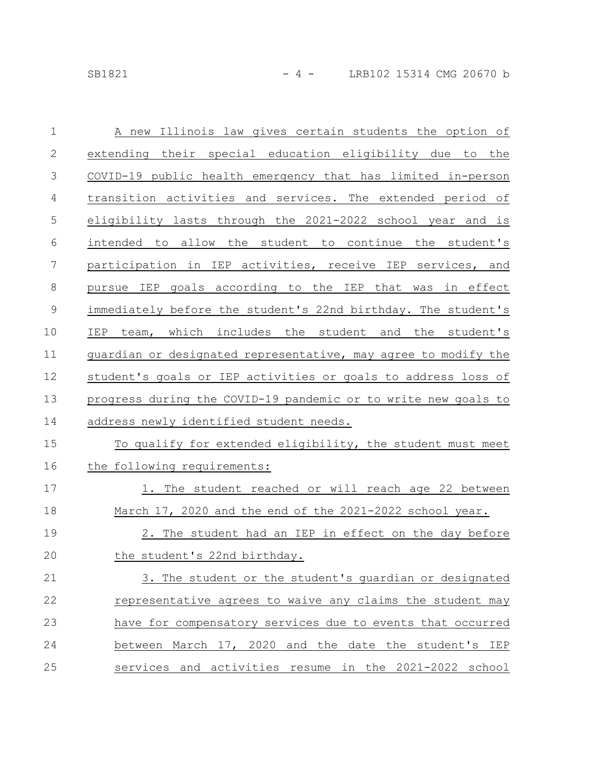A new Illinois law gives certain students the option of extending their special education eligibility due to the COVID-19 public health emergency that has limited in-person transition activities and services. The extended period of eligibility lasts through the 2021-2022 school year and is intended to allow the student to continue the student's participation in IEP activities, receive IEP services, and pursue IEP goals according to the IEP that was in effect immediately before the student's 22nd birthday. The student's IEP team, which includes the student and the student's guardian or designated representative, may agree to modify the student's goals or IEP activities or goals to address loss of progress during the COVID-19 pandemic or to write new goals to address newly identified student needs.

To qualify for extended eligibility, the student must meet the following requirements:

1. The student reached or will reach age 22 between March 17, 2020 and the end of the 2021-2022 school year.
2. The student had an IEP in effect on the day before the student's 22nd birthday.
3. The student or the student's guardian or designated representative agrees to waive any claims the student may have for compensatory services due to events that occurred between March 17, 2020 and the date the student's IEP services and activities resume in the 2021-2022 school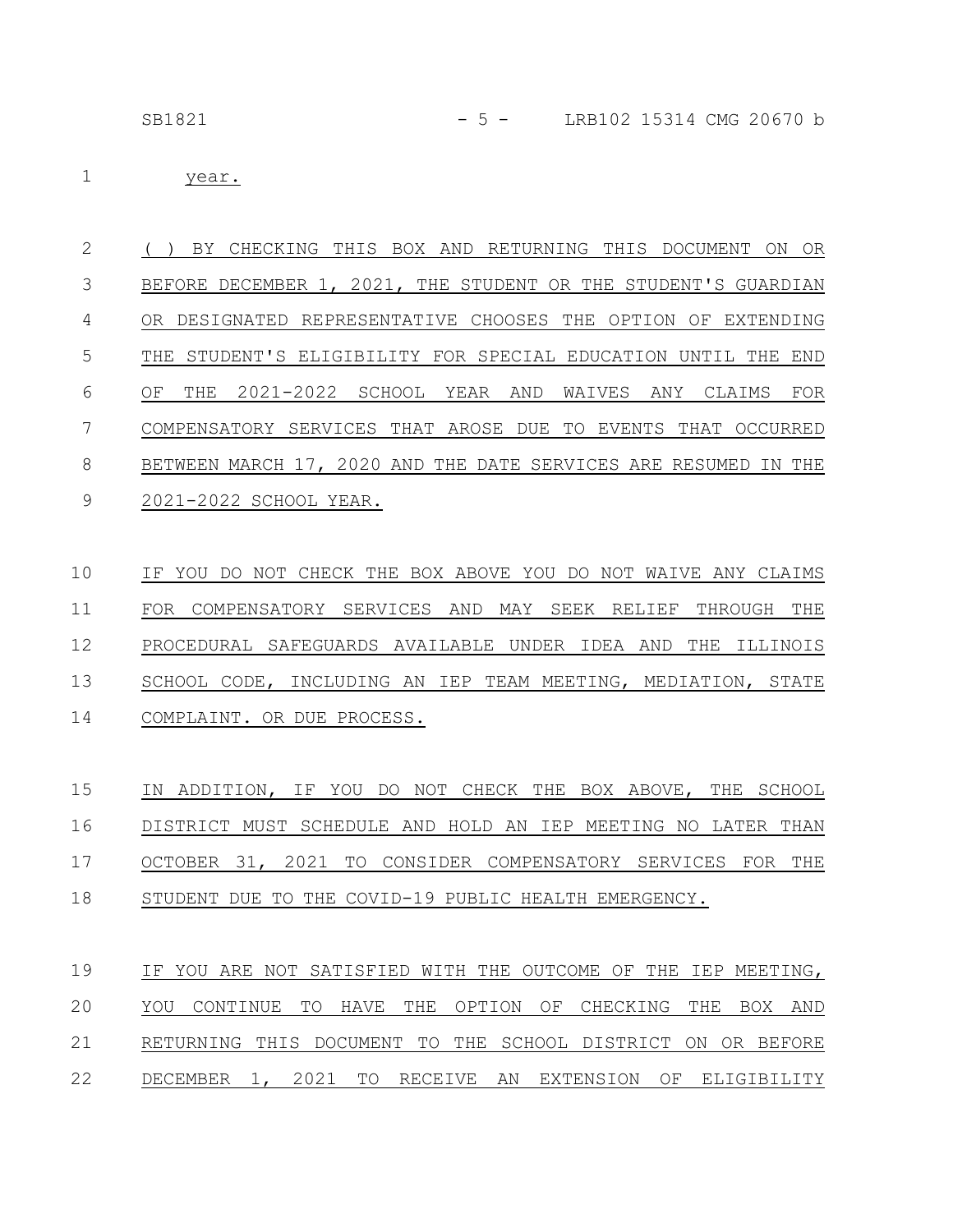year.

( ) BY CHECKING THIS BOX AND RETURNING THIS DOCUMENT ON OR BEFORE DECEMBER 1, 2021, THE STUDENT OR THE STUDENT'S GUARDIAN OR DESIGNATED REPRESENTATIVE CHOOSES THE OPTION OF EXTENDING THE STUDENT'S ELIGIBILITY FOR SPECIAL EDUCATION UNTIL THE END OF THE 2021-2022 SCHOOL YEAR AND WAIVES ANY CLAIMS FOR COMPENSATORY SERVICES THAT AROSE DUE TO EVENTS THAT OCCURRED BETWEEN MARCH 17, 2020 AND THE DATE SERVICES ARE RESUMED IN THE 2021-2022 SCHOOL YEAR.

IF YOU DO NOT CHECK THE BOX ABOVE YOU DO NOT WAIVE ANY CLAIMS FOR COMPENSATORY SERVICES AND MAY SEEK RELIEF THROUGH THE PROCEDURAL SAFEGUARDS AVAILABLE UNDER IDEA AND THE ILLINOIS SCHOOL CODE, INCLUDING AN IEP TEAM MEETING, MEDIATION, STATE COMPLAINT. OR DUE PROCESS.

IN ADDITION, IF YOU DO NOT CHECK THE BOX ABOVE, THE SCHOOL DISTRICT MUST SCHEDULE AND HOLD AN IEP MEETING NO LATER THAN OCTOBER 31, 2021 TO CONSIDER COMPENSATORY SERVICES FOR THE STUDENT DUE TO THE COVID-19 PUBLIC HEALTH EMERGENCY.

IF YOU ARE NOT SATISFIED WITH THE OUTCOME OF THE IEP MEETING, YOU CONTINUE TO HAVE THE OPTION OF CHECKING THE BOX AND RETURNING THIS DOCUMENT TO THE SCHOOL DISTRICT ON OR BEFORE DECEMBER 1, 2021 TO RECEIVE AN EXTENSION OF ELIGIBILITY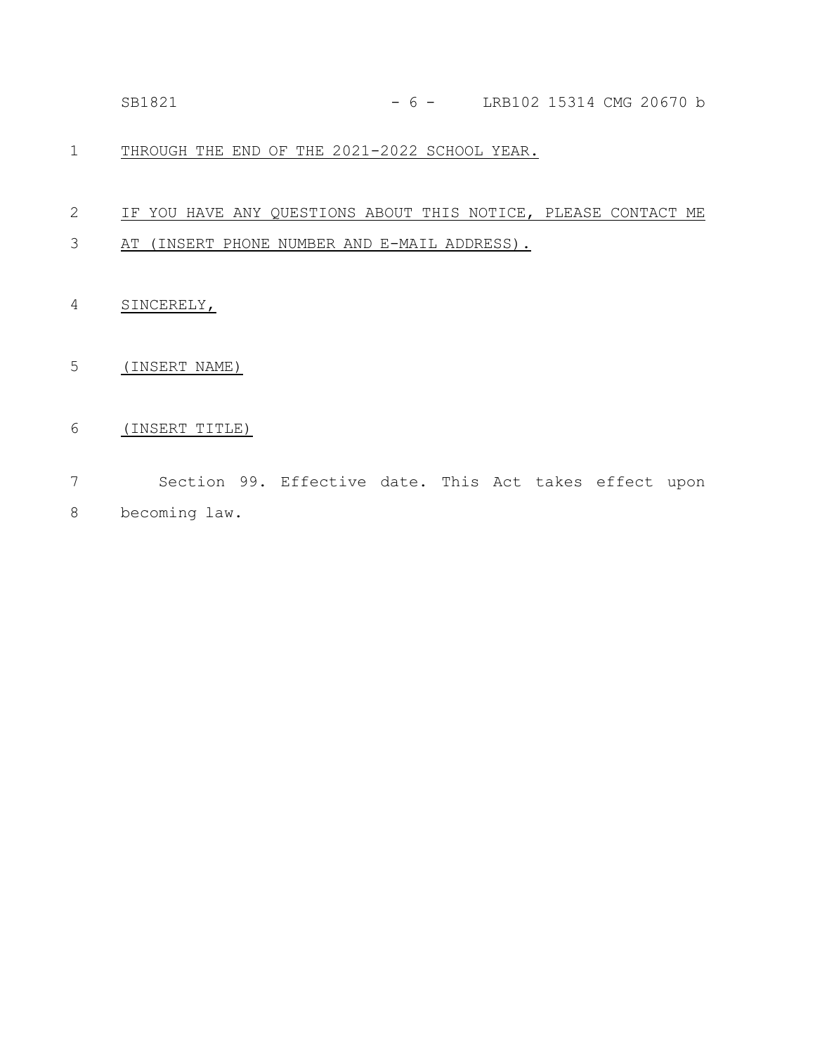THROUGH THE END OF THE 2021-2022 SCHOOL YEAR.

IF YOU HAVE ANY QUESTIONS ABOUT THIS NOTICE, PLEASE CONTACT ME AT (INSERT PHONE NUMBER AND E-MAIL ADDRESS).

SINCERELY,

(INSERT NAME)

(INSERT TITLE)

Section 99. Effective date. This Act takes effect upon becoming law.